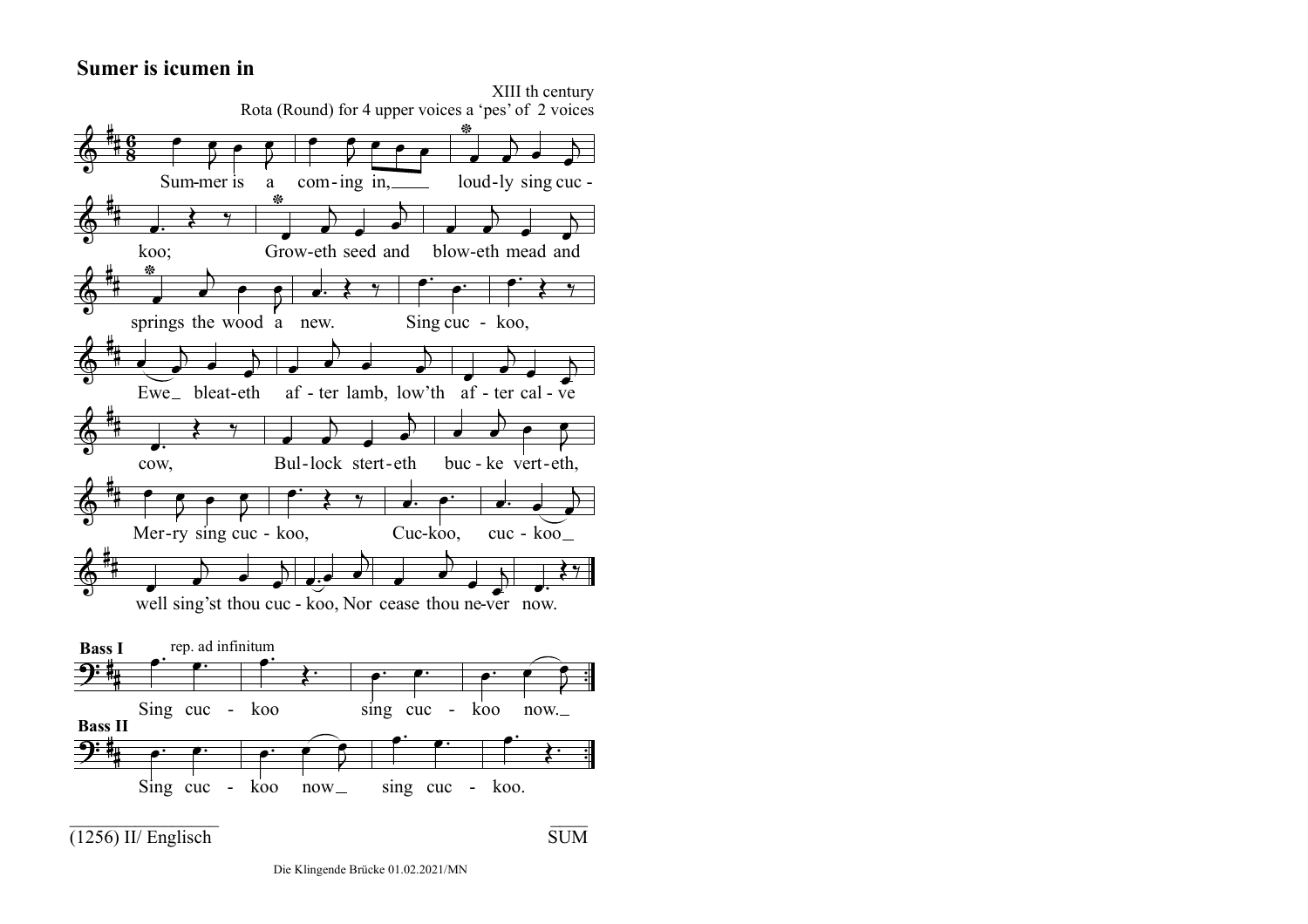# Sumer is icumen in

XIII th century
Rota (Round) for 4 upper voices a 'pes' of 2 voices

Sum-mer is a com-ing in, loud-ly sing cuc-koo; Grow-eth seed and blow-eth mead and springs the wood a new. Sing cuc - koo, Ewe bleat-eth af - ter lamb, low'th af - ter cal - ve cow, Bul-lock stert-eth buc - ke vert-eth, Mer-ry sing cuc - koo, Cuc-koo, cuc - koo well sing'st thou cuc - koo, Nor cease thou ne-ver now.

**Bass I** rep. ad infinitum

Sing cuc - koo sing cuc - koo now.

**Bass II**

Sing cuc - koo now sing cuc - koo.

(1256) II/ Englisch

SUM

Die Klingende Brücke 01.02.2021/MN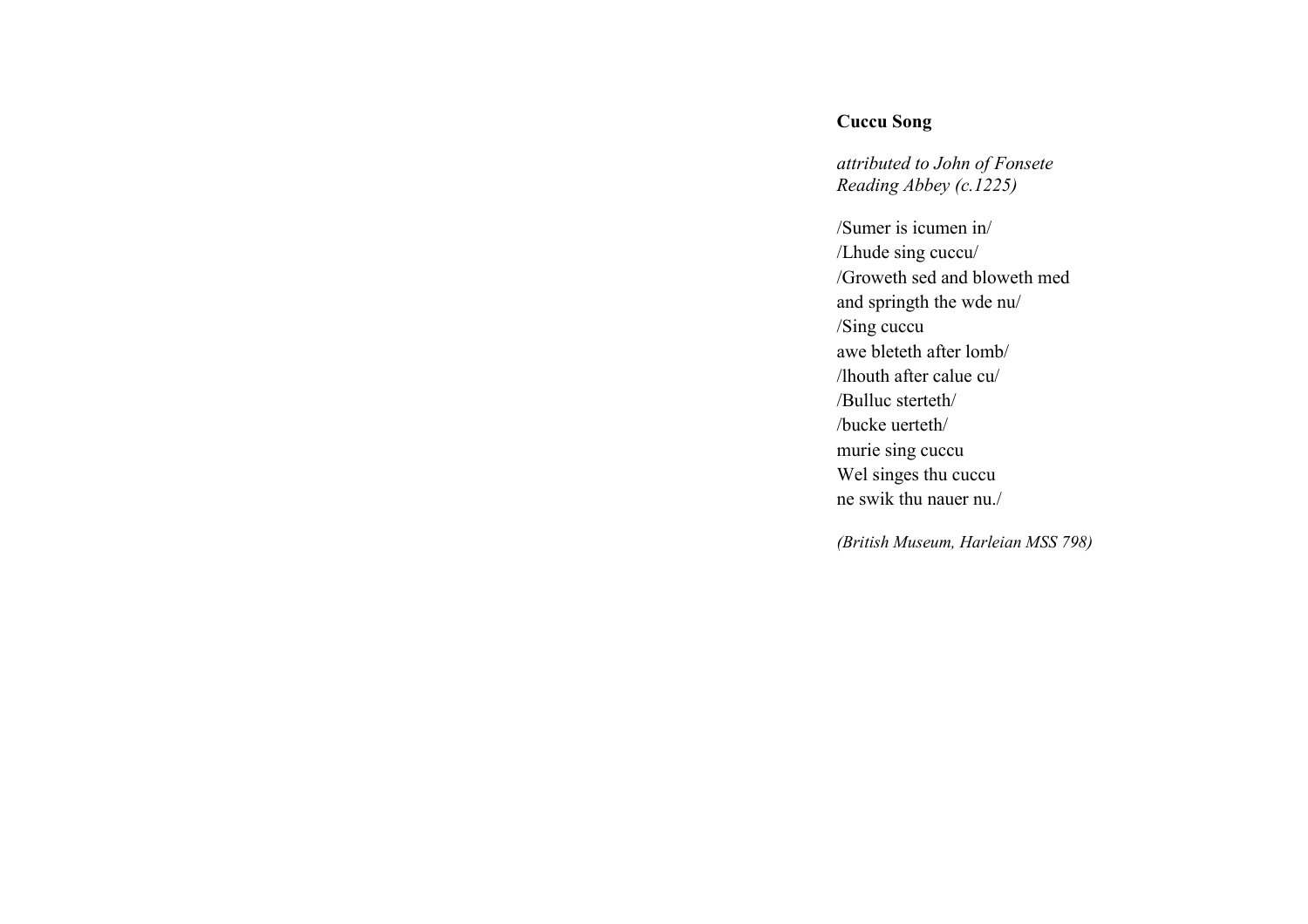**Cuccu Song**

*attributed to John of Fonsete*
*Reading Abbey (c.1225)*

/Sumer is icumen in/
/Lhude sing cuccu/
/Groweth sed and bloweth med
and springth the wde nu/
/Sing cuccu
awe bleteth after lomb/
/lhouth after calue cu/
/Bulluc sterteth/
/bucke uerteth/
murie sing cuccu
Wel singes thu cuccu
ne swik thu nauer nu./

*(British Museum, Harleian MSS 798)*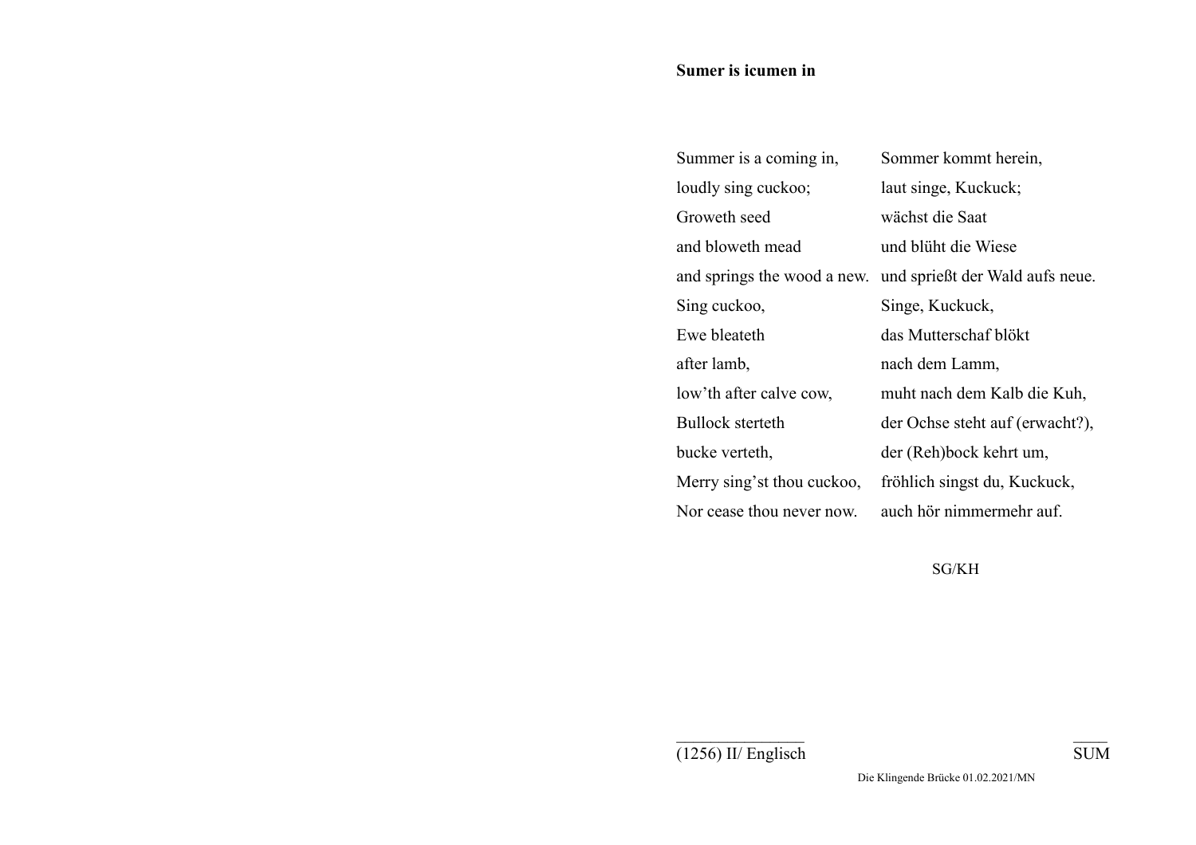**Sumer is icumen in**

| | |
|---|---|
| Summer is a coming in, | Sommer kommt herein, |
| loudly sing cuckoo; | laut singe, Kuckuck; |
| Groweth seed | wächst die Saat |
| and bloweth mead | und blüht die Wiese |
| and springs the wood a new. | und sprießt der Wald aufs neue. |
| Sing cuckoo, | Singe, Kuckuck, |
| Ewe bleateth | das Mutterschaf blökt |
| after lamb, | nach dem Lamm, |
| low'th after calve cow, | muht nach dem Kalb die Kuh, |
| Bullock sterteth | der Ochse steht auf (erwacht?), |
| bucke verteth, | der (Reh)bock kehrt um, |
| Merry sing'st thou cuckoo, | fröhlich singst du, Kuckuck, |
| Nor cease thou never now. | auch hör nimmermehr auf. |

SG/KH

(1256) II/ Englisch

SUM

Die Klingende Brücke 01.02.2021/MN